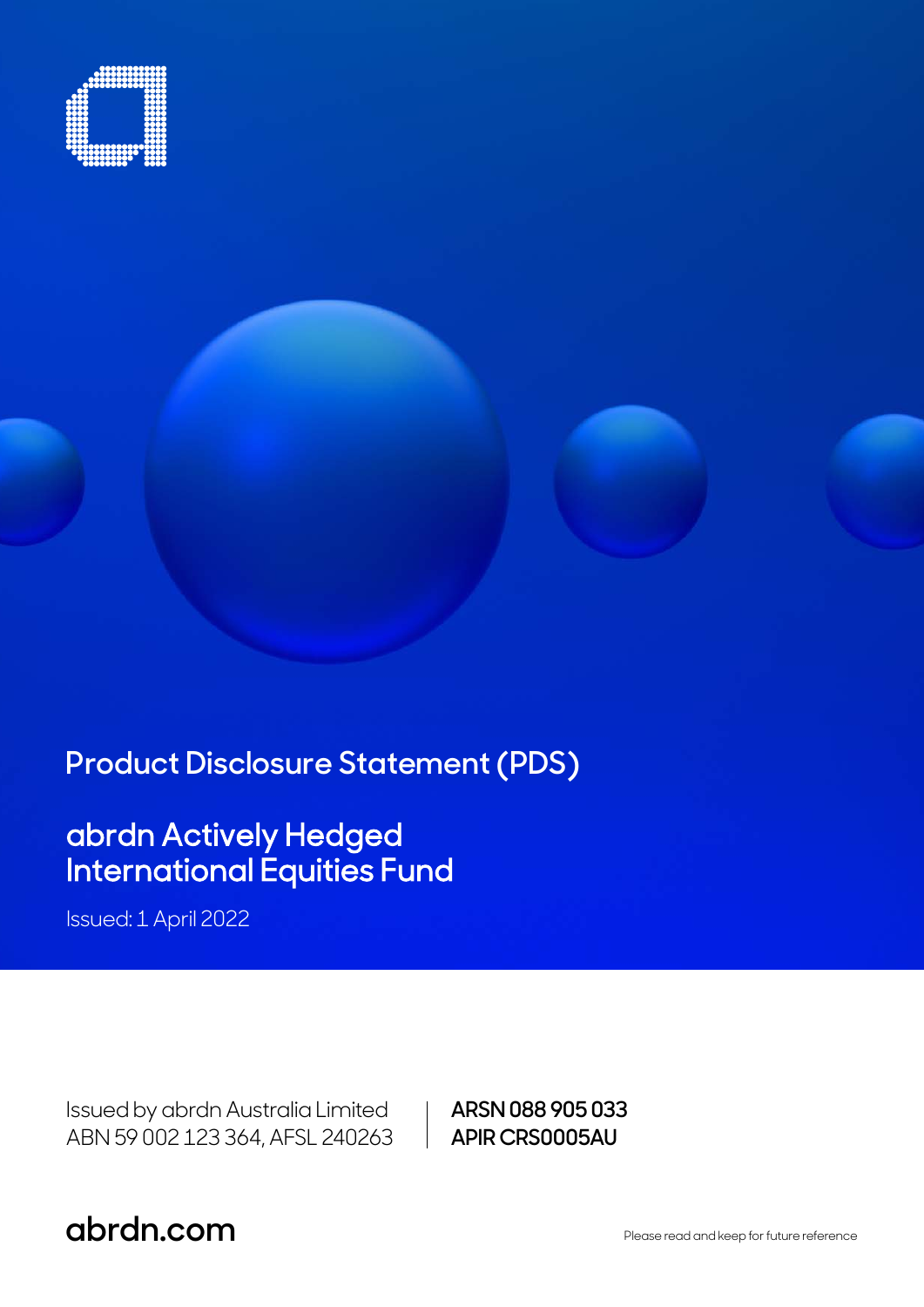# Product Disclosure Statement (PDS)

## abrdn Actively Hedged International Equities Fund

Issued: 1 April 2022

Issued by abrdn Australia Limited
ABN 59 002 123 364, AFSL 240263

**ARSN 088 905 033**
**APIR CRS0005AU**

abrdn.com

Please read and keep for future reference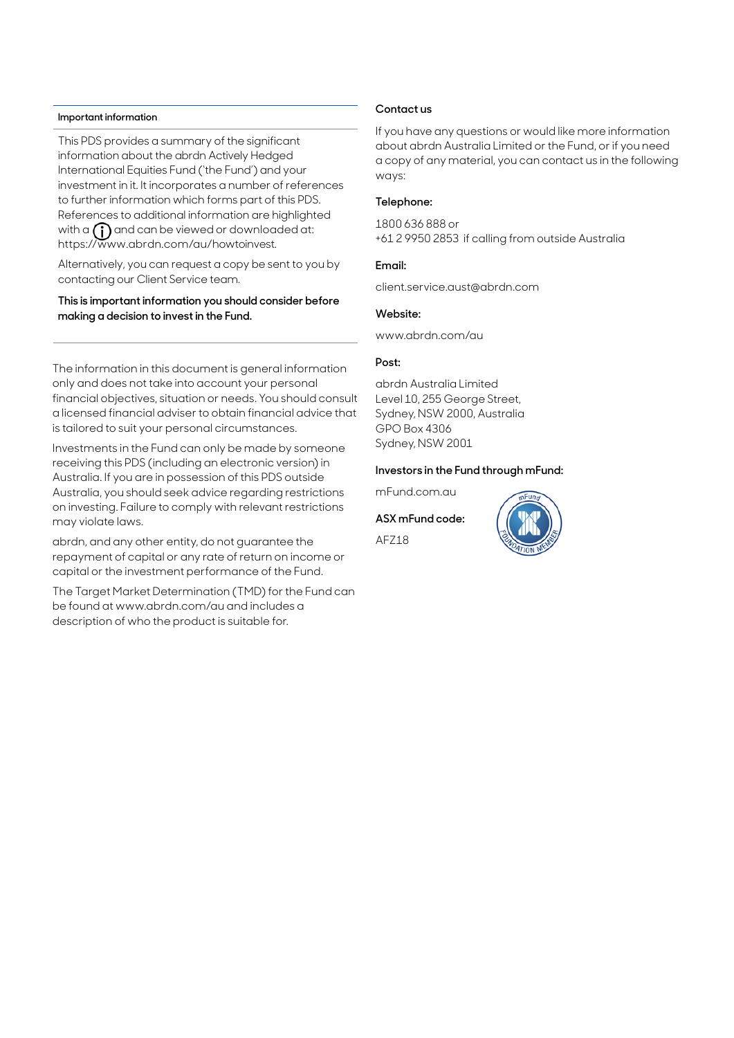### Important information

This PDS provides a summary of the significant information about the abrdn Actively Hedged International Equities Fund ('the Fund') and your investment in it. It incorporates a number of references to further information which forms part of this PDS. References to additional information are highlighted with a ⓘ and can be viewed or downloaded at: https://www.abrdn.com/au/howtoinvest.

Alternatively, you can request a copy be sent to you by contacting our Client Service team.

**This is important information you should consider before making a decision to invest in the Fund.**

The information in this document is general information only and does not take into account your personal financial objectives, situation or needs. You should consult a licensed financial adviser to obtain financial advice that is tailored to suit your personal circumstances.

Investments in the Fund can only be made by someone receiving this PDS (including an electronic version) in Australia. If you are in possession of this PDS outside Australia, you should seek advice regarding restrictions on investing. Failure to comply with relevant restrictions may violate laws.

abrdn, and any other entity, do not guarantee the repayment of capital or any rate of return on income or capital or the investment performance of the Fund.

The Target Market Determination (TMD) for the Fund can be found at www.abrdn.com/au and includes a description of who the product is suitable for.

### Contact us

If you have any questions or would like more information about abrdn Australia Limited or the Fund, or if you need a copy of any material, you can contact us in the following ways:

**Telephone:**

1800 636 888 or
+61 2 9950 2853 if calling from outside Australia

**Email:**

client.service.aust@abrdn.com

**Website:**

www.abrdn.com/au

**Post:**

abrdn Australia Limited
Level 10, 255 George Street,
Sydney, NSW 2000, Australia
GPO Box 4306
Sydney, NSW 2001

**Investors in the Fund through mFund:**

mFund.com.au

**ASX mFund code:**

AFZ18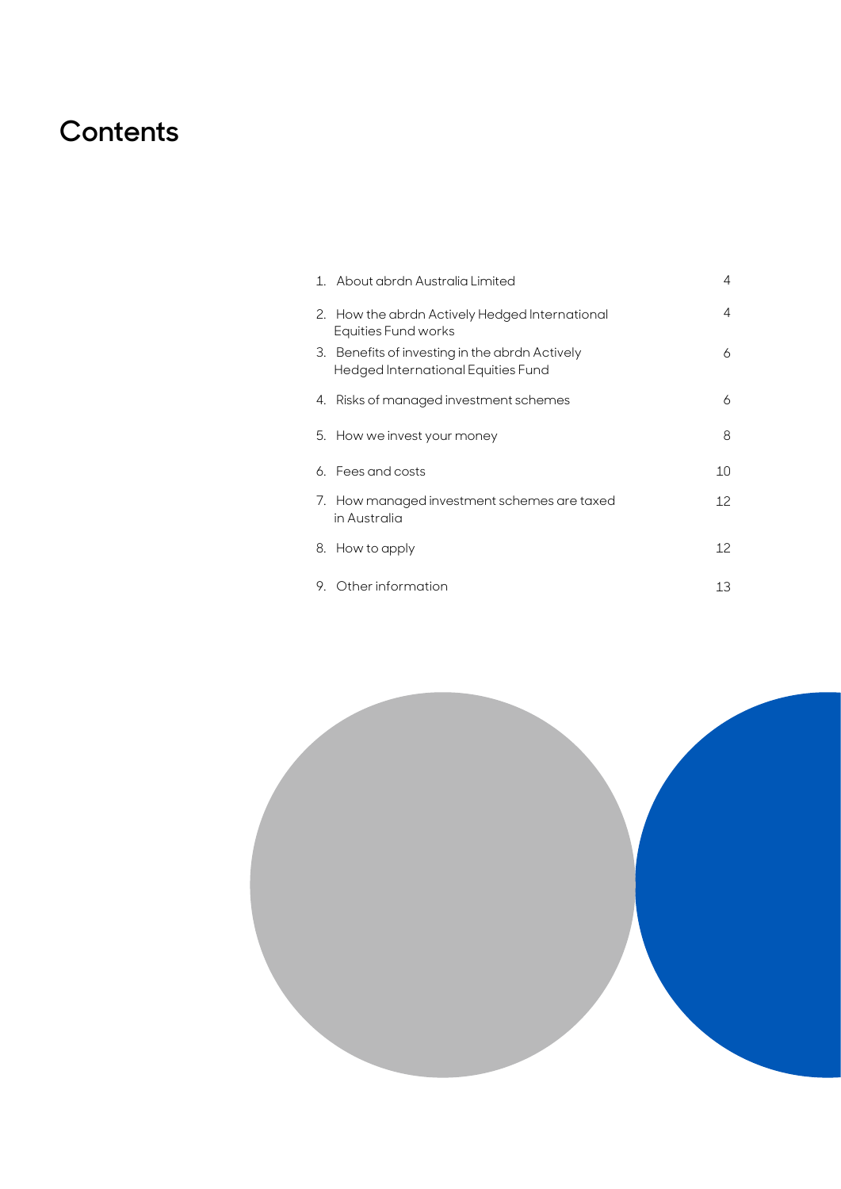# Contents

| | |
|---|---|
| 1. About abrdn Australia Limited | 4 |
| 2. How the abrdn Actively Hedged International Equities Fund works | 4 |
| 3. Benefits of investing in the abrdn Actively Hedged International Equities Fund | 6 |
| 4. Risks of managed investment schemes | 6 |
| 5. How we invest your money | 8 |
| 6. Fees and costs | 10 |
| 7. How managed investment schemes are taxed in Australia | 12 |
| 8. How to apply | 12 |
| 9. Other information | 13 |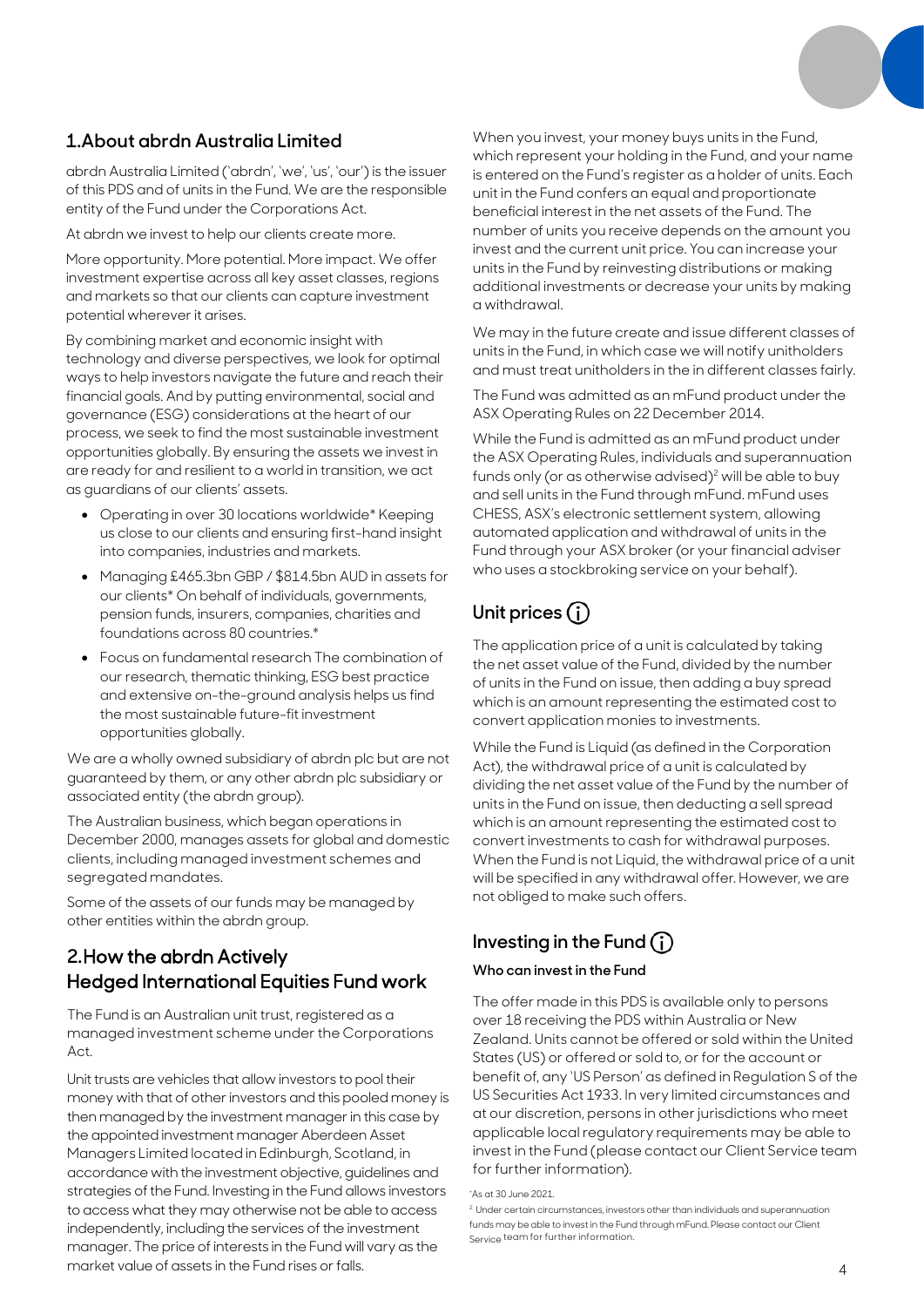## 1. About abrdn Australia Limited

abrdn Australia Limited ('abrdn', 'we', 'us', 'our') is the issuer of this PDS and of units in the Fund. We are the responsible entity of the Fund under the Corporations Act.

At abrdn we invest to help our clients create more.

More opportunity. More potential. More impact. We offer investment expertise across all key asset classes, regions and markets so that our clients can capture investment potential wherever it arises.

By combining market and economic insight with technology and diverse perspectives, we look for optimal ways to help investors navigate the future and reach their financial goals. And by putting environmental, social and governance (ESG) considerations at the heart of our process, we seek to find the most sustainable investment opportunities globally. By ensuring the assets we invest in are ready for and resilient to a world in transition, we act as guardians of our clients' assets.

- Operating in over 30 locations worldwide* Keeping us close to our clients and ensuring first-hand insight into companies, industries and markets.
- Managing £465.3bn GBP / $814.5bn AUD in assets for our clients* On behalf of individuals, governments, pension funds, insurers, companies, charities and foundations across 80 countries.*
- Focus on fundamental research The combination of our research, thematic thinking, ESG best practice and extensive on-the-ground analysis helps us find the most sustainable future-fit investment opportunities globally.

We are a wholly owned subsidiary of abrdn plc but are not guaranteed by them, or any other abrdn plc subsidiary or associated entity (the abrdn group).

The Australian business, which began operations in December 2000, manages assets for global and domestic clients, including managed investment schemes and segregated mandates.

Some of the assets of our funds may be managed by other entities within the abrdn group.

## 2. How the abrdn Actively Hedged International Equities Fund work

The Fund is an Australian unit trust, registered as a managed investment scheme under the Corporations Act.

Unit trusts are vehicles that allow investors to pool their money with that of other investors and this pooled money is then managed by the investment manager in this case by the appointed investment manager Aberdeen Asset Managers Limited located in Edinburgh, Scotland, in accordance with the investment objective, guidelines and strategies of the Fund. Investing in the Fund allows investors to access what they may otherwise not be able to access independently, including the services of the investment manager. The price of interests in the Fund will vary as the market value of assets in the Fund rises or falls.

When you invest, your money buys units in the Fund, which represent your holding in the Fund, and your name is entered on the Fund's register as a holder of units. Each unit in the Fund confers an equal and proportionate beneficial interest in the net assets of the Fund. The number of units you receive depends on the amount you invest and the current unit price. You can increase your units in the Fund by reinvesting distributions or making additional investments or decrease your units by making a withdrawal.

We may in the future create and issue different classes of units in the Fund, in which case we will notify unitholders and must treat unitholders in the different classes fairly.

The Fund was admitted as an mFund product under the ASX Operating Rules on 22 December 2014.

While the Fund is admitted as an mFund product under the ASX Operating Rules, individuals and superannuation funds only (or as otherwise advised)[2] will be able to buy and sell units in the Fund through mFund. mFund uses CHESS, ASX's electronic settlement system, allowing automated application and withdrawal of units in the Fund through your ASX broker (or your financial adviser who uses a stockbroking service on your behalf).

### Unit prices ⓘ

The application price of a unit is calculated by taking the net asset value of the Fund, divided by the number of units in the Fund on issue, then adding a buy spread which is an amount representing the estimated cost to convert application monies to investments.

While the Fund is Liquid (as defined in the Corporation Act), the withdrawal price of a unit is calculated by dividing the net asset value of the Fund by the number of units in the Fund on issue, then deducting a sell spread which is an amount representing the estimated cost to convert investments to cash for withdrawal purposes. When the Fund is not Liquid, the withdrawal price of a unit will be specified in any withdrawal offer. However, we are not obliged to make such offers.

### Investing in the Fund ⓘ

**Who can invest in the Fund**

The offer made in this PDS is available only to persons over 18 receiving the PDS within Australia or New Zealand. Units cannot be offered or sold within the United States (US) or offered or sold to, or for the account or benefit of, any 'US Person' as defined in Regulation S of the US Securities Act 1933. In very limited circumstances and at our discretion, persons in other jurisdictions who meet applicable local regulatory requirements may be able to invest in the Fund (please contact our Client Service team for further information).

*As at 30 June 2021.

[2] Under certain circumstances, investors other than individuals and superannuation funds may be able to invest in the Fund through mFund. Please contact our Client Service team for further information.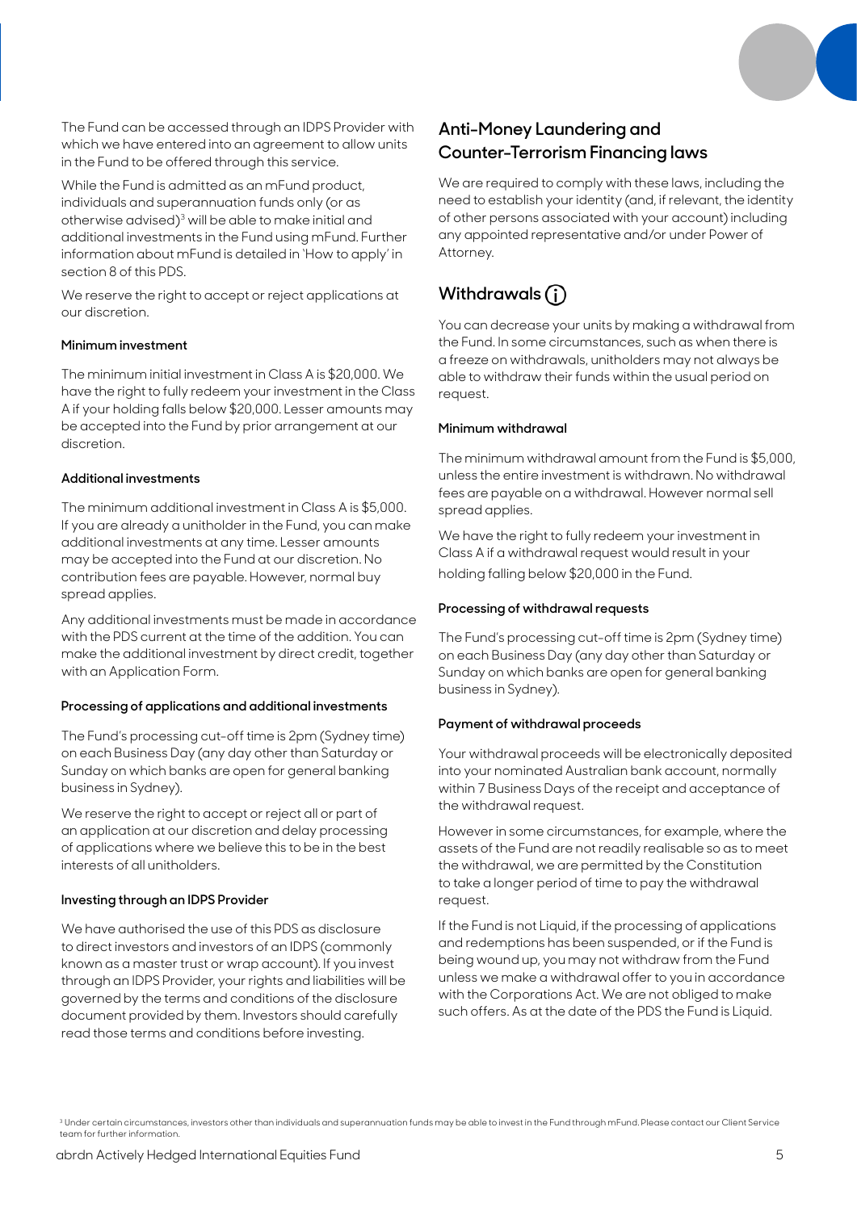The Fund can be accessed through an IDPS Provider with which we have entered into an agreement to allow units in the Fund to be offered through this service.

While the Fund is admitted as an mFund product, individuals and superannuation funds only (or as otherwise advised)[3] will be able to make initial and additional investments in the Fund using mFund. Further information about mFund is detailed in 'How to apply' in section 8 of this PDS.

We reserve the right to accept or reject applications at our discretion.

#### Minimum investment

The minimum initial investment in Class A is $20,000. We have the right to fully redeem your investment in the Class A if your holding falls below $20,000. Lesser amounts may be accepted into the Fund by prior arrangement at our discretion.

#### Additional investments

The minimum additional investment in Class A is $5,000. If you are already a unitholder in the Fund, you can make additional investments at any time. Lesser amounts may be accepted into the Fund at our discretion. No contribution fees are payable. However, normal buy spread applies.

Any additional investments must be made in accordance with the PDS current at the time of the addition. You can make the additional investment by direct credit, together with an Application Form.

#### Processing of applications and additional investments

The Fund's processing cut-off time is 2pm (Sydney time) on each Business Day (any day other than Saturday or Sunday on which banks are open for general banking business in Sydney).

We reserve the right to accept or reject all or part of an application at our discretion and delay processing of applications where we believe this to be in the best interests of all unitholders.

#### Investing through an IDPS Provider

We have authorised the use of this PDS as disclosure to direct investors and investors of an IDPS (commonly known as a master trust or wrap account). If you invest through an IDPS Provider, your rights and liabilities will be governed by the terms and conditions of the disclosure document provided by them. Investors should carefully read those terms and conditions before investing.

## Anti-Money Laundering and Counter-Terrorism Financing laws

We are required to comply with these laws, including the need to establish your identity (and, if relevant, the identity of other persons associated with your account) including any appointed representative and/or under Power of Attorney.

## Withdrawals ⓘ

You can decrease your units by making a withdrawal from the Fund. In some circumstances, such as when there is a freeze on withdrawals, unitholders may not always be able to withdraw their funds within the usual period on request.

#### Minimum withdrawal

The minimum withdrawal amount from the Fund is $5,000, unless the entire investment is withdrawn. No withdrawal fees are payable on a withdrawal. However normal sell spread applies.

We have the right to fully redeem your investment in Class A if a withdrawal request would result in your holding falling below $20,000 in the Fund.

#### Processing of withdrawal requests

The Fund's processing cut-off time is 2pm (Sydney time) on each Business Day (any day other than Saturday or Sunday on which banks are open for general banking business in Sydney).

#### Payment of withdrawal proceeds

Your withdrawal proceeds will be electronically deposited into your nominated Australian bank account, normally within 7 Business Days of the receipt and acceptance of the withdrawal request.

However in some circumstances, for example, where the assets of the Fund are not readily realisable so as to meet the withdrawal, we are permitted by the Constitution to take a longer period of time to pay the withdrawal request.

If the Fund is not Liquid, if the processing of applications and redemptions has been suspended, or if the Fund is being wound up, you may not withdraw from the Fund unless we make a withdrawal offer to you in accordance with the Corporations Act. We are not obliged to make such offers. As at the date of the PDS the Fund is Liquid.

[3] Under certain circumstances, investors other than individuals and superannuation funds may be able to invest in the Fund through mFund. Please contact our Client Service team for further information.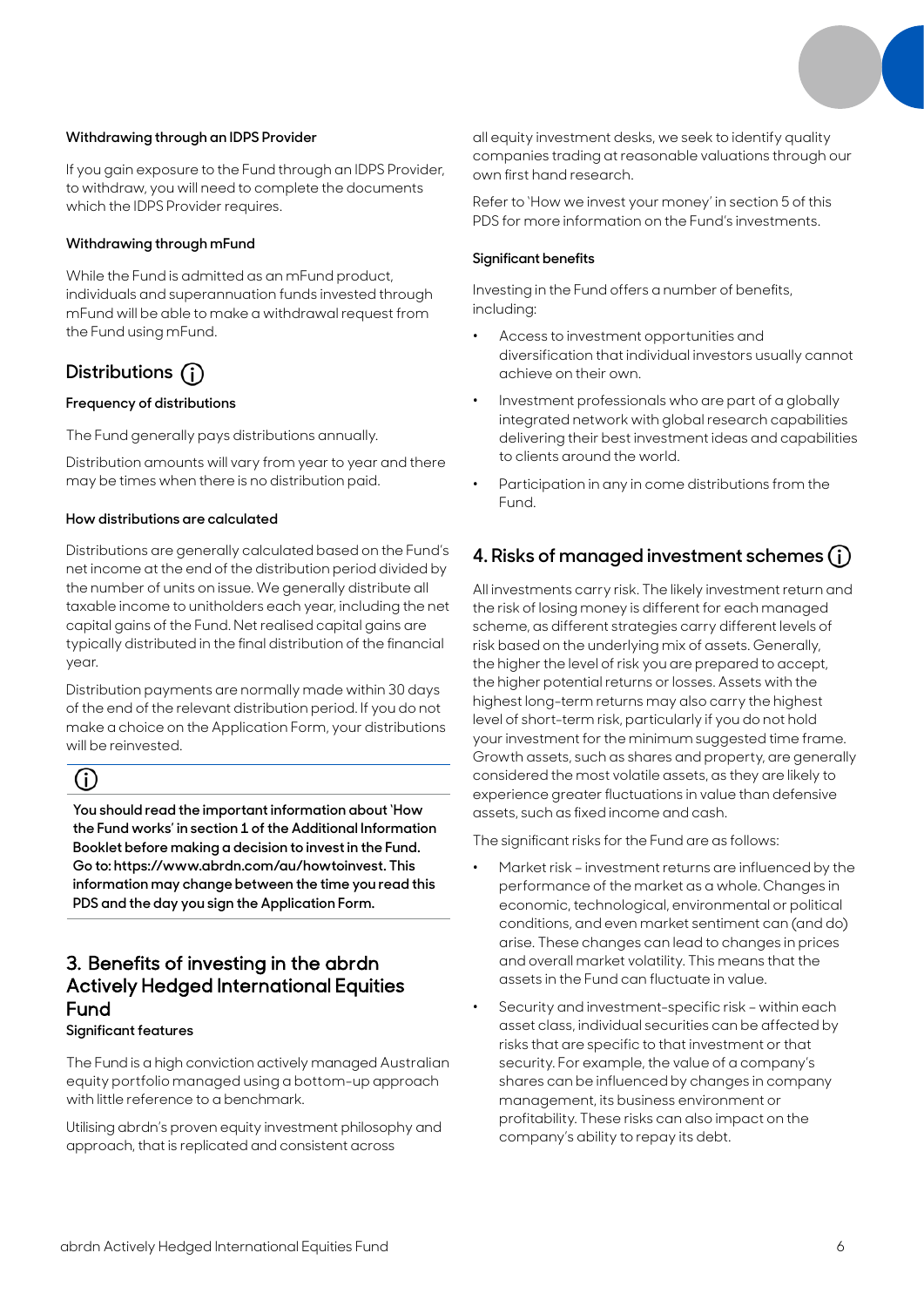### Withdrawing through an IDPS Provider

If you gain exposure to the Fund through an IDPS Provider, to withdraw, you will need to complete the documents which the IDPS Provider requires.

### Withdrawing through mFund

While the Fund is admitted as an mFund product, individuals and superannuation funds invested through mFund will be able to make a withdrawal request from the Fund using mFund.

## Distributions ⓘ

### Frequency of distributions

The Fund generally pays distributions annually.

Distribution amounts will vary from year to year and there may be times when there is no distribution paid.

### How distributions are calculated

Distributions are generally calculated based on the Fund's net income at the end of the distribution period divided by the number of units on issue. We generally distribute all taxable income to unitholders each year, including the net capital gains of the Fund. Net realised capital gains are typically distributed in the final distribution of the financial year.

Distribution payments are normally made within 30 days of the end of the relevant distribution period. If you do not make a choice on the Application Form, your distributions will be reinvested.

ⓘ

**You should read the important information about 'How the Fund works' in section 1 of the Additional Information Booklet before making a decision to invest in the Fund. Go to: https://www.abrdn.com/au/howtoinvest. This information may change between the time you read this PDS and the day you sign the Application Form.**

## 3. Benefits of investing in the abrdn Actively Hedged International Equities Fund

### Significant features

The Fund is a high conviction actively managed Australian equity portfolio managed using a bottom-up approach with little reference to a benchmark.

Utilising abrdn's proven equity investment philosophy and approach, that is replicated and consistent across all equity investment desks, we seek to identify quality companies trading at reasonable valuations through our own first hand research.

Refer to 'How we invest your money' in section 5 of this PDS for more information on the Fund's investments.

### Significant benefits

Investing in the Fund offers a number of benefits, including:

- Access to investment opportunities and diversification that individual investors usually cannot achieve on their own.
- Investment professionals who are part of a globally integrated network with global research capabilities delivering their best investment ideas and capabilities to clients around the world.
- Participation in any in come distributions from the Fund.

## 4. Risks of managed investment schemes ⓘ

All investments carry risk. The likely investment return and the risk of losing money is different for each managed scheme, as different strategies carry different levels of risk based on the underlying mix of assets. Generally, the higher the level of risk you are prepared to accept, the higher potential returns or losses. Assets with the highest long-term returns may also carry the highest level of short-term risk, particularly if you do not hold your investment for the minimum suggested time frame. Growth assets, such as shares and property, are generally considered the most volatile assets, as they are likely to experience greater fluctuations in value than defensive assets, such as fixed income and cash.

The significant risks for the Fund are as follows:

- Market risk – investment returns are influenced by the performance of the market as a whole. Changes in economic, technological, environmental or political conditions, and even market sentiment can (and do) arise. These changes can lead to changes in prices and overall market volatility. This means that the assets in the Fund can fluctuate in value.
- Security and investment-specific risk – within each asset class, individual securities can be affected by risks that are specific to that investment or that security. For example, the value of a company's shares can be influenced by changes in company management, its business environment or profitability. These risks can also impact on the company's ability to repay its debt.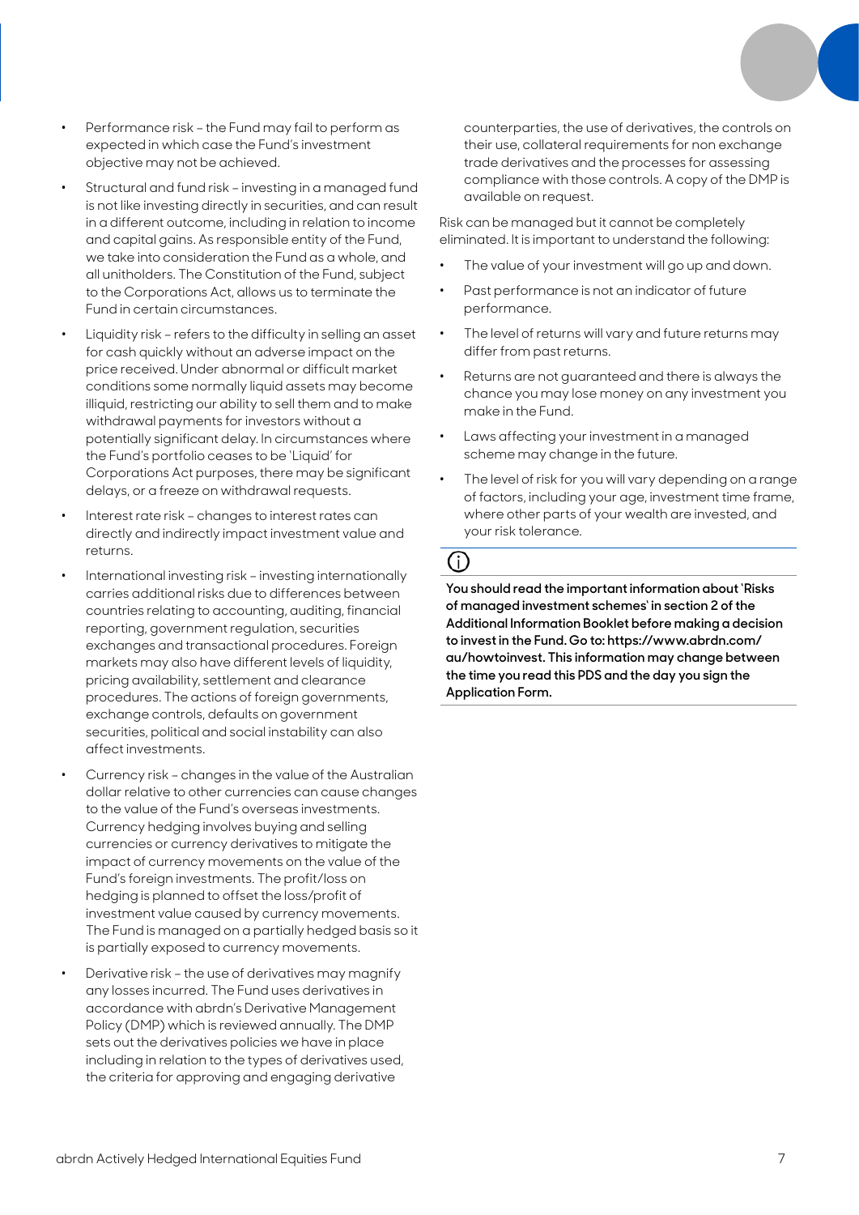- Performance risk – the Fund may fail to perform as expected in which case the Fund's investment objective may not be achieved.
- Structural and fund risk – investing in a managed fund is not like investing directly in securities, and can result in a different outcome, including in relation to income and capital gains. As responsible entity of the Fund, we take into consideration the Fund as a whole, and all unitholders. The Constitution of the Fund, subject to the Corporations Act, allows us to terminate the Fund in certain circumstances.
- Liquidity risk – refers to the difficulty in selling an asset for cash quickly without an adverse impact on the price received. Under abnormal or difficult market conditions some normally liquid assets may become illiquid, restricting our ability to sell them and to make withdrawal payments for investors without a potentially significant delay. In circumstances where the Fund's portfolio ceases to be 'Liquid' for Corporations Act purposes, there may be significant delays, or a freeze on withdrawal requests.
- Interest rate risk – changes to interest rates can directly and indirectly impact investment value and returns.
- International investing risk – investing internationally carries additional risks due to differences between countries relating to accounting, auditing, financial reporting, government regulation, securities exchanges and transactional procedures. Foreign markets may also have different levels of liquidity, pricing availability, settlement and clearance procedures. The actions of foreign governments, exchange controls, defaults on government securities, political and social instability can also affect investments.
- Currency risk – changes in the value of the Australian dollar relative to other currencies can cause changes to the value of the Fund's overseas investments. Currency hedging involves buying and selling currencies or currency derivatives to mitigate the impact of currency movements on the value of the Fund's foreign investments. The profit/loss on hedging is planned to offset the loss/profit of investment value caused by currency movements. The Fund is managed on a partially hedged basis so it is partially exposed to currency movements.
- Derivative risk – the use of derivatives may magnify any losses incurred. The Fund uses derivatives in accordance with abrdn's Derivative Management Policy (DMP) which is reviewed annually. The DMP sets out the derivatives policies we have in place including in relation to the types of derivatives used, the criteria for approving and engaging derivative counterparties, the use of derivatives, the controls on their use, collateral requirements for non exchange trade derivatives and the processes for assessing compliance with those controls. A copy of the DMP is available on request.

Risk can be managed but it cannot be completely eliminated. It is important to understand the following:

- The value of your investment will go up and down.
- Past performance is not an indicator of future performance.
- The level of returns will vary and future returns may differ from past returns.
- Returns are not guaranteed and there is always the chance you may lose money on any investment you make in the Fund.
- Laws affecting your investment in a managed scheme may change in the future.
- The level of risk for you will vary depending on a range of factors, including your age, investment time frame, where other parts of your wealth are invested, and your risk tolerance.

**You should read the important information about 'Risks of managed investment schemes' in section 2 of the Additional Information Booklet before making a decision to invest in the Fund. Go to: https://www.abrdn.com/au/howtoinvest. This information may change between the time you read this PDS and the day you sign the Application Form.**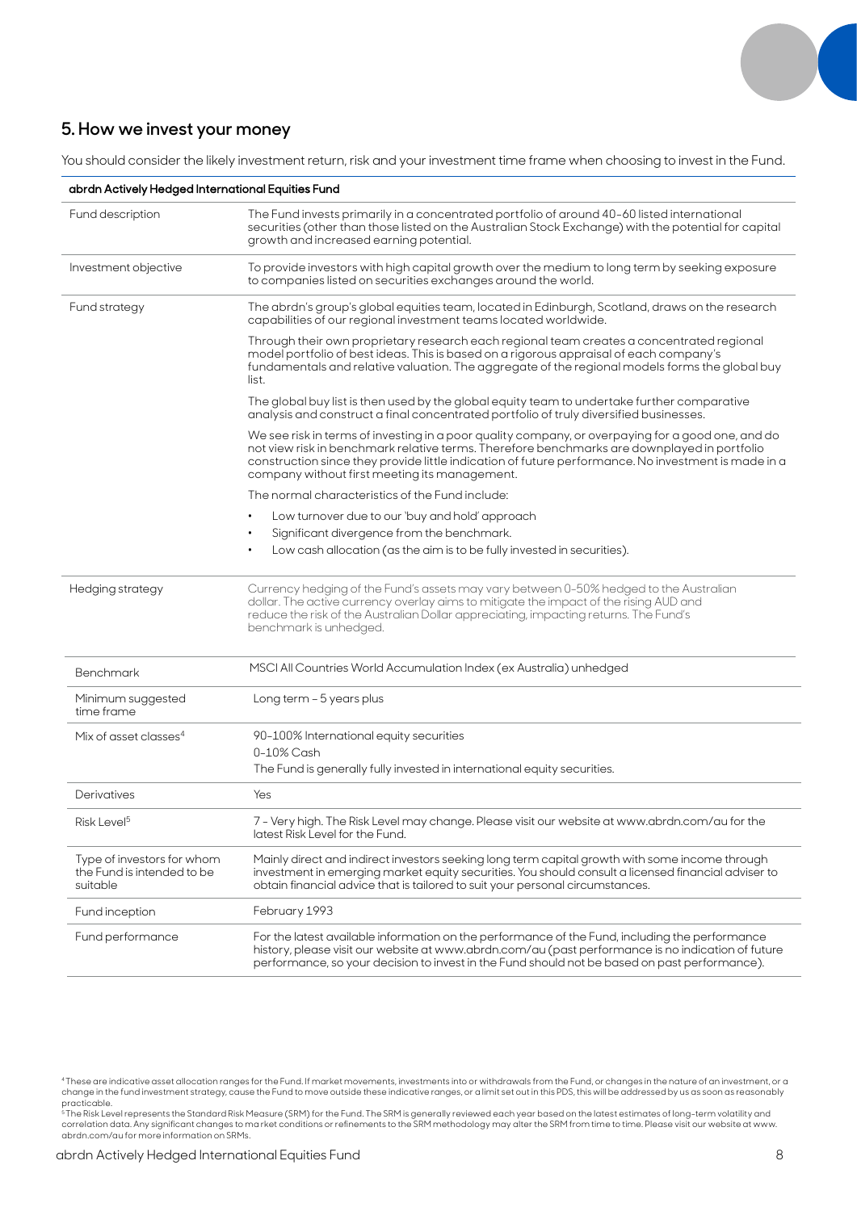## 5. How we invest your money

You should consider the likely investment return, risk and your investment time frame when choosing to invest in the Fund.

| abrdn Actively Hedged International Equities Fund | |
|---|---|
| Fund description | The Fund invests primarily in a concentrated portfolio of around 40-60 listed international securities (other than those listed on the Australian Stock Exchange) with the potential for capital growth and increased earning potential. |
| Investment objective | To provide investors with high capital growth over the medium to long term by seeking exposure to companies listed on securities exchanges around the world. |
| Fund strategy | The abrdn's group's global equities team, located in Edinburgh, Scotland, draws on the research capabilities of our regional investment teams located worldwide.<br><br>Through their own proprietary research each regional team creates a concentrated regional model portfolio of best ideas. This is based on a rigorous appraisal of each company's fundamentals and relative valuation. The aggregate of the regional models forms the global buy list.<br><br>The global buy list is then used by the global equity team to undertake further comparative analysis and construct a final concentrated portfolio of truly diversified businesses.<br><br>We see risk in terms of investing in a poor quality company, or overpaying for a good one, and do not view risk in benchmark relative terms. Therefore benchmarks are downplayed in portfolio construction since they provide little indication of future performance. No investment is made in a company without first meeting its management.<br><br>The normal characteristics of the Fund include:<br>• Low turnover due to our 'buy and hold' approach<br>• Significant divergence from the benchmark.<br>• Low cash allocation (as the aim is to be fully invested in securities). |
| Hedging strategy | Currency hedging of the Fund's assets may vary between 0-50% hedged to the Australian dollar. The active currency overlay aims to mitigate the impact of the rising AUD and reduce the risk of the Australian Dollar appreciating, impacting returns. The Fund's benchmark is unhedged. |
| Benchmark | MSCI All Countries World Accumulation Index (ex Australia) unhedged |
| Minimum suggested time frame | Long term – 5 years plus |
| Mix of asset classes[4] | 90-100% International equity securities<br>0-10% Cash<br>The Fund is generally fully invested in international equity securities. |
| Derivatives | Yes |
| Risk Level[5] | 7 - Very high. The Risk Level may change. Please visit our website at www.abrdn.com/au for the latest Risk Level for the Fund. |
| Type of investors for whom the Fund is intended to be suitable | Mainly direct and indirect investors seeking long term capital growth with some income through investment in emerging market equity securities. You should consult a licensed financial adviser to obtain financial advice that is tailored to suit your personal circumstances. |
| Fund inception | February 1993 |
| Fund performance | For the latest available information on the performance of the Fund, including the performance history, please visit our website at www.abrdn.com/au (past performance is no indication of future performance, so your decision to invest in the Fund should not be based on past performance). |

[4] These are indicative asset allocation ranges for the Fund. If market movements, investments into or withdrawals from the Fund, or changes in the nature of an investment, or a change in the fund investment strategy, cause the Fund to move outside these indicative ranges, or a limit set out in this PDS, this will be addressed by us as soon as reasonably practicable.

[5] The Risk Level represents the Standard Risk Measure (SRM) for the Fund. The SRM is generally reviewed each year based on the latest estimates of long-term volatility and correlation data. Any significant changes to market conditions or refinements to the SRM methodology may alter the SRM from time to time. Please visit our website at www.abrdn.com/au for more information on SRMs.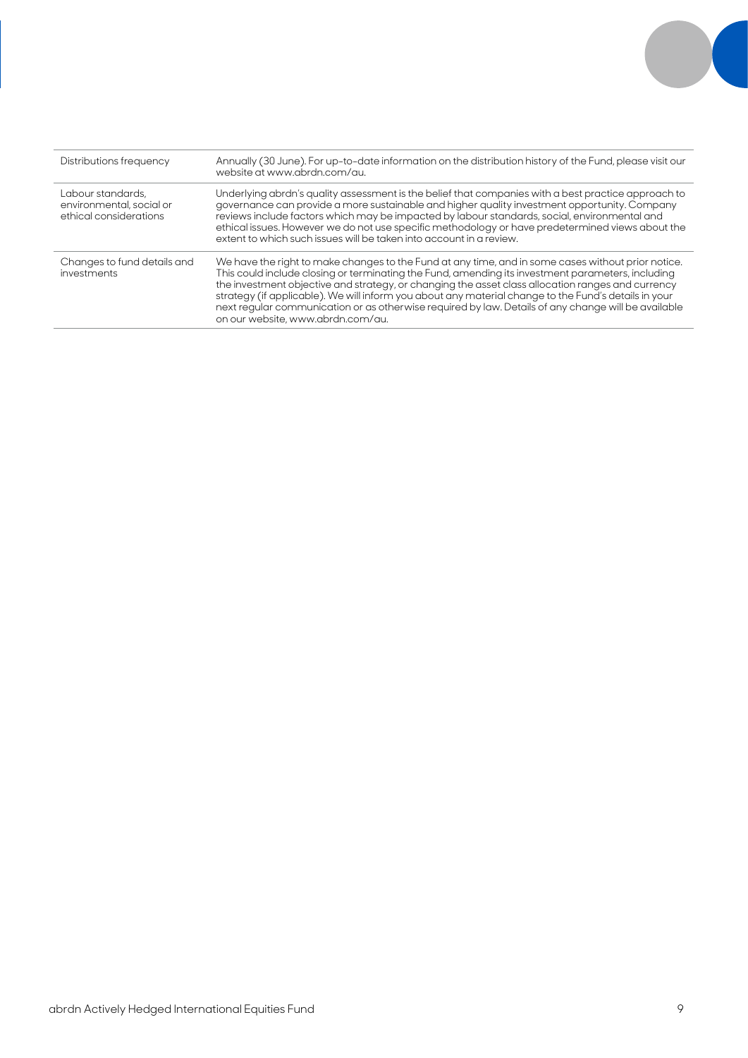| | |
|---|---|
| Distributions frequency | Annually (30 June). For up-to-date information on the distribution history of the Fund, please visit our website at www.abrdn.com/au. |
| Labour standards, environmental, social or ethical considerations | Underlying abrdn's quality assessment is the belief that companies with a best practice approach to governance can provide a more sustainable and higher quality investment opportunity. Company reviews include factors which may be impacted by labour standards, social, environmental and ethical issues. However we do not use specific methodology or have predetermined views about the extent to which such issues will be taken into account in a review. |
| Changes to fund details and investments | We have the right to make changes to the Fund at any time, and in some cases without prior notice. This could include closing or terminating the Fund, amending its investment parameters, including the investment objective and strategy, or changing the asset class allocation ranges and currency strategy (if applicable). We will inform you about any material change to the Fund's details in your next regular communication or as otherwise required by law. Details of any change will be available on our website, www.abrdn.com/au. |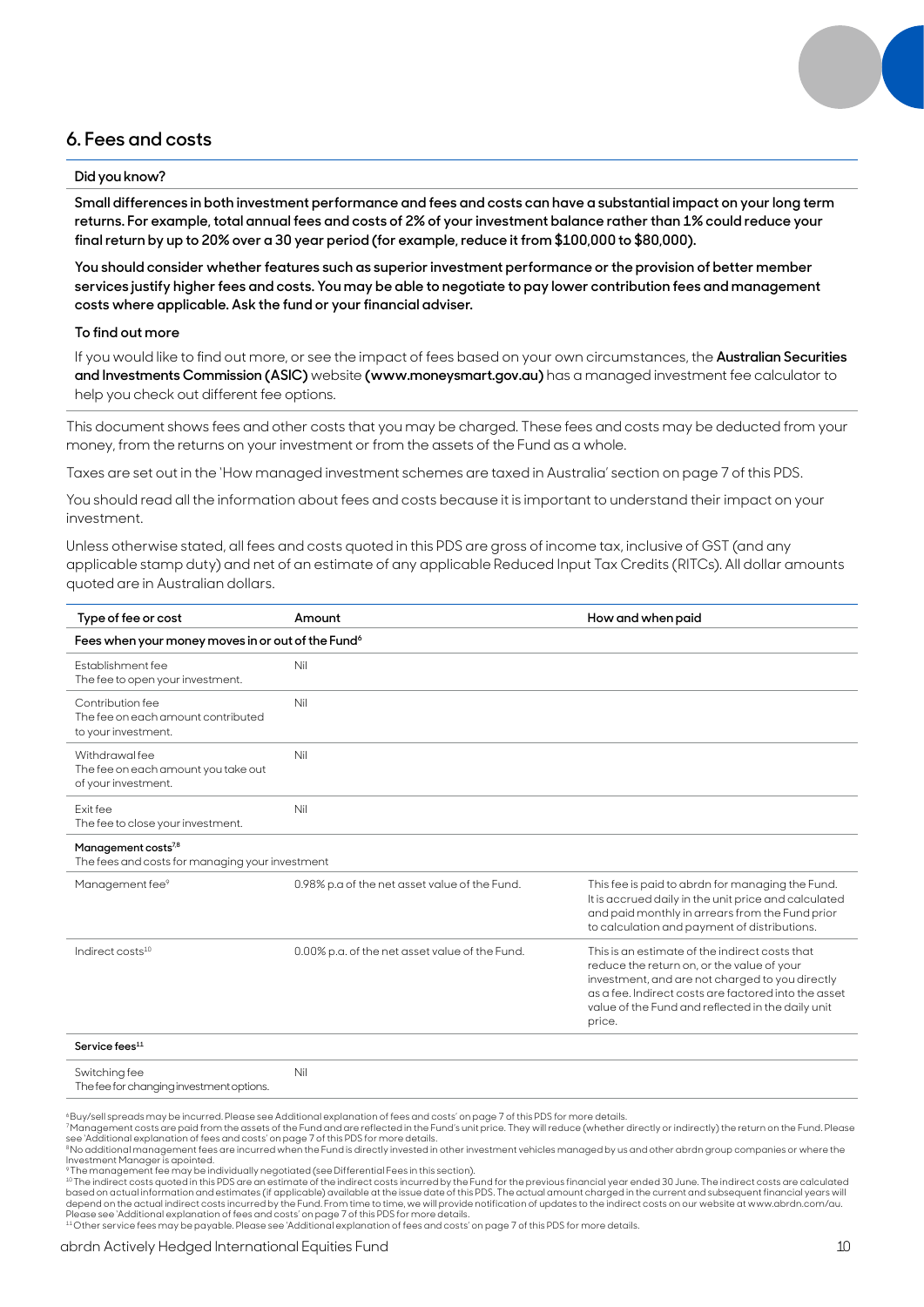## 6. Fees and costs

**Did you know?**

**Small differences in both investment performance and fees and costs can have a substantial impact on your long term returns. For example, total annual fees and costs of 2% of your investment balance rather than 1% could reduce your final return by up to 20% over a 30 year period (for example, reduce it from $100,000 to $80,000).**

**You should consider whether features such as superior investment performance or the provision of better member services justify higher fees and costs. You may be able to negotiate to pay lower contribution fees and management costs where applicable. Ask the fund or your financial adviser.**

**To find out more**

If you would like to find out more, or see the impact of fees based on your own circumstances, the **Australian Securities and Investments Commission (ASIC)** website **(www.moneysmart.gov.au)** has a managed investment fee calculator to help you check out different fee options.

This document shows fees and other costs that you may be charged. These fees and costs may be deducted from your money, from the returns on your investment or from the assets of the Fund as a whole.

Taxes are set out in the 'How managed investment schemes are taxed in Australia' section on page 7 of this PDS.

You should read all the information about fees and costs because it is important to understand their impact on your investment.

Unless otherwise stated, all fees and costs quoted in this PDS are gross of income tax, inclusive of GST (and any applicable stamp duty) and net of an estimate of any applicable Reduced Input Tax Credits (RITCs). All dollar amounts quoted are in Australian dollars.

| Type of fee or cost | Amount | How and when paid |
|---|---|---|
| **Fees when your money moves in or out of the Fund[6]** | | |
| Establishment fee<br>The fee to open your investment. | Nil | |
| Contribution fee<br>The fee on each amount contributed to your investment. | Nil | |
| Withdrawal fee<br>The fee on each amount you take out of your investment. | Nil | |
| Exit fee<br>The fee to close your investment. | Nil | |
| **Management costs[7,8]**<br>The fees and costs for managing your investment | | |
| Management fee[9] | 0.98% p.a of the net asset value of the Fund. | This fee is paid to abrdn for managing the Fund. It is accrued daily in the unit price and calculated and paid monthly in arrears from the Fund prior to calculation and payment of distributions. |
| Indirect costs[10] | 0.00% p.a. of the net asset value of the Fund. | This is an estimate of the indirect costs that reduce the return on, or the value of your investment, and are not charged to you directly as a fee. Indirect costs are factored into the asset value of the Fund and reflected in the daily unit price. |
| **Service fees[11]** | | |
| Switching fee<br>The fee for changing investment options. | Nil | |

[6] Buy/sell spreads may be incurred. Please see Additional explanation of fees and costs' on page 7 of this PDS for more details.
[7] Management costs are paid from the assets of the Fund and are reflected in the Fund's unit price. They will reduce (whether directly or indirectly) the return on the Fund. Please see 'Additional explanation of fees and costs' on page 7 of this PDS for more details.
[8] No additional management fees are incurred when the Fund is directly invested in other investment vehicles managed by us and other abrdn group companies or where the Investment Manager is apointed.
[9] The management fee may be individually negotiated (see Differential Fees in this section).
[10] The indirect costs quoted in this PDS are an estimate of the indirect costs incurred by the Fund for the previous financial year ended 30 June. The indirect costs are calculated based on actual information and estimates (if applicable) available at the issue date of this PDS. The actual amount charged in the current and subsequent financial years will depend on the actual indirect costs incurred by the Fund. From time to time, we will provide notification of updates to the indirect costs on our website at www.abrdn.com/au. Please see 'Additional explanation of fees and costs' on page 7 of this PDS for more details.
[11] Other service fees may be payable. Please see 'Additional explanation of fees and costs' on page 7 of this PDS for more details.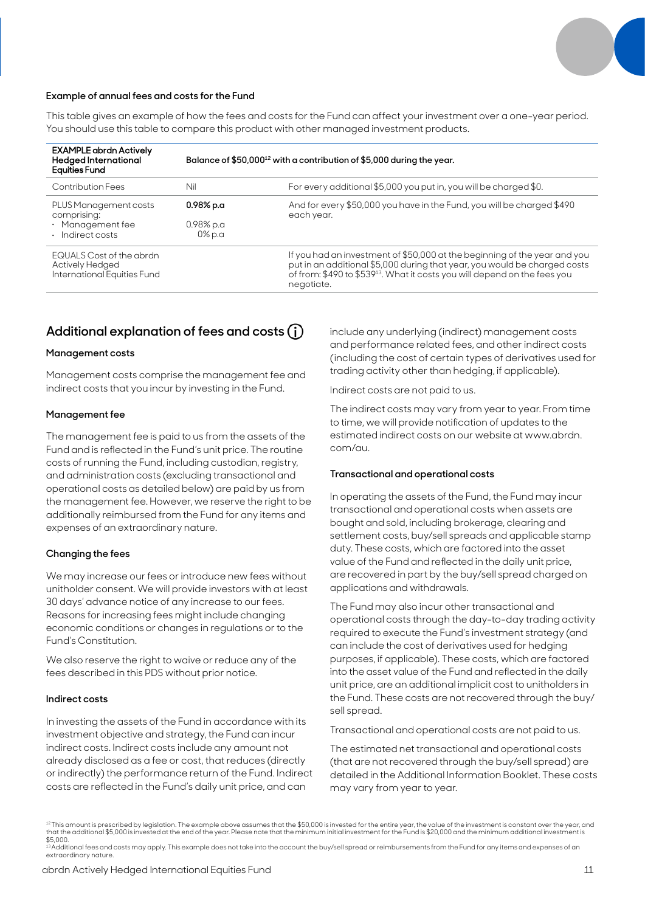#### Example of annual fees and costs for the Fund

This table gives an example of how the fees and costs for the Fund can affect your investment over a one-year period. You should use this table to compare this product with other managed investment products.

| **EXAMPLE abrdn Actively Hedged International Equities Fund** | **Balance of $50,000[12] with a contribution of $5,000 during the year.** | |
|---|---|---|
| Contribution Fees | Nil | For every additional $5,000 you put in, you will be charged $0. |
| PLUS Management costs comprising:<br>· Management fee<br>· Indirect costs | **0.98% p.a**<br><br>0.98% p.a<br>0% p.a | And for every $50,000 you have in the Fund, you will be charged $490 each year. |
| EQUALS Cost of the abrdn Actively Hedged International Equities Fund | | If you had an investment of $50,000 at the beginning of the year and you put in an additional $5,000 during that year, you would be charged costs of from: $490 to $539[13]. What it costs you will depend on the fees you negotiate. |

## Additional explanation of fees and costs

#### Management costs

Management costs comprise the management fee and indirect costs that you incur by investing in the Fund.

#### Management fee

The management fee is paid to us from the assets of the Fund and is reflected in the Fund's unit price. The routine costs of running the Fund, including custodian, registry, and administration costs (excluding transactional and operational costs as detailed below) are paid by us from the management fee. However, we reserve the right to be additionally reimbursed from the Fund for any items and expenses of an extraordinary nature.

#### Changing the fees

We may increase our fees or introduce new fees without unitholder consent. We will provide investors with at least 30 days' advance notice of any increase to our fees. Reasons for increasing fees might include changing economic conditions or changes in regulations or to the Fund's Constitution.

We also reserve the right to waive or reduce any of the fees described in this PDS without prior notice.

#### Indirect costs

In investing the assets of the Fund in accordance with its investment objective and strategy, the Fund can incur indirect costs. Indirect costs include any amount not already disclosed as a fee or cost, that reduces (directly or indirectly) the performance return of the Fund. Indirect costs are reflected in the Fund's daily unit price, and can include any underlying (indirect) management costs and performance related fees, and other indirect costs (including the cost of certain types of derivatives used for trading activity other than hedging, if applicable).

Indirect costs are not paid to us.

The indirect costs may vary from year to year. From time to time, we will provide notification of updates to the estimated indirect costs on our website at www.abrdn.com/au.

#### Transactional and operational costs

In operating the assets of the Fund, the Fund may incur transactional and operational costs when assets are bought and sold, including brokerage, clearing and settlement costs, buy/sell spreads and applicable stamp duty. These costs, which are factored into the asset value of the Fund and reflected in the daily unit price, are recovered in part by the buy/sell spread charged on applications and withdrawals.

The Fund may also incur other transactional and operational costs through the day-to-day trading activity required to execute the Fund's investment strategy (and can include the cost of derivatives used for hedging purposes, if applicable). These costs, which are factored into the asset value of the Fund and reflected in the daily unit price, are an additional implicit cost to unitholders in the Fund. These costs are not recovered through the buy/sell spread.

Transactional and operational costs are not paid to us.

The estimated net transactional and operational costs (that are not recovered through the buy/sell spread) are detailed in the Additional Information Booklet. These costs may vary from year to year.

[12] This amount is prescribed by legislation. The example above assumes that the $50,000 is invested for the entire year, the value of the investment is constant over the year, and that the additional $5,000 is invested at the end of the year. Please note that the minimum initial investment for the Fund is $20,000 and the minimum additional investment is $5,000.

[13] Additional fees and costs may apply. This example does not take into the account the buy/sell spread or reimbursements from the Fund for any items and expenses of an extraordinary nature.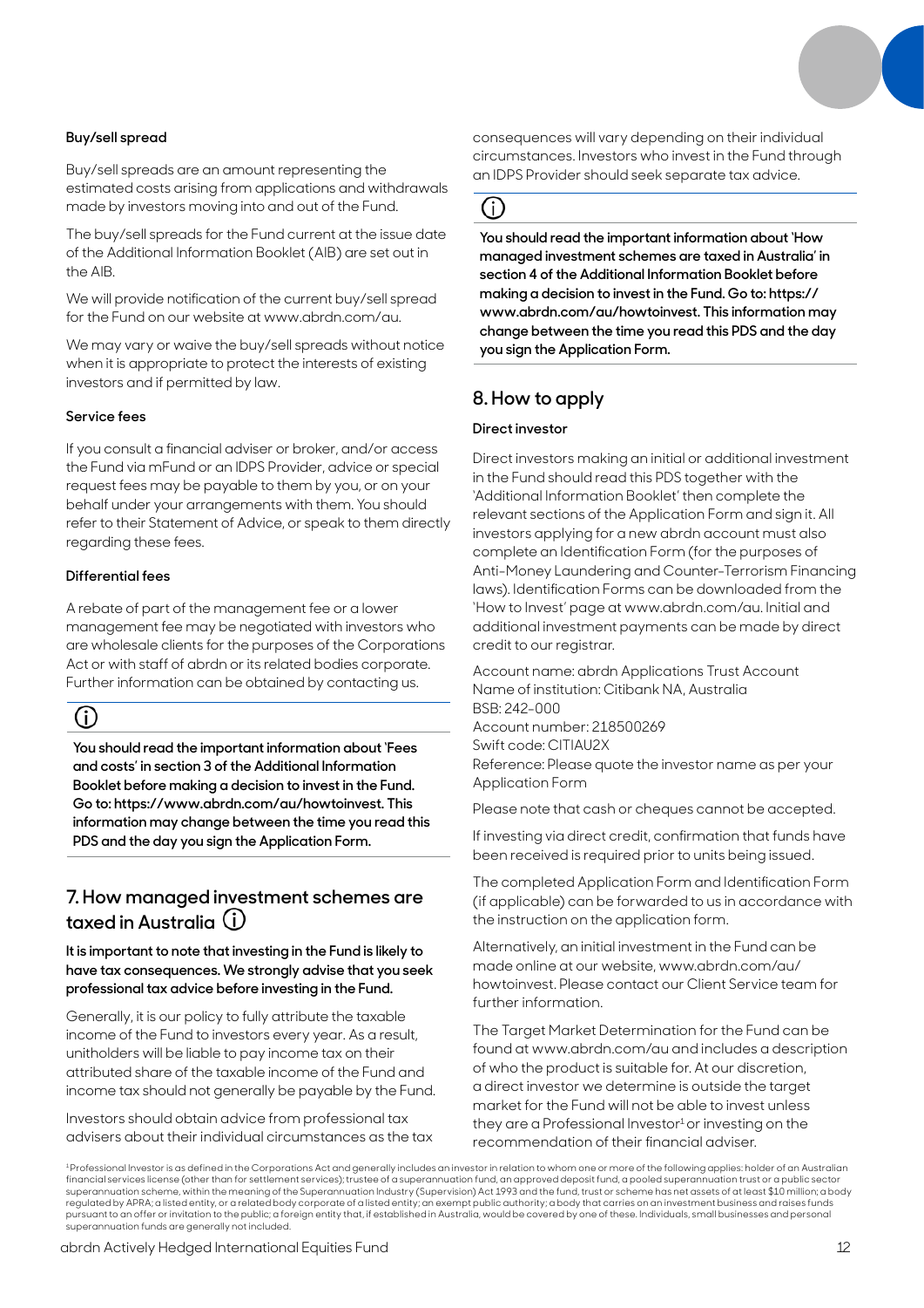**Buy/sell spread**

Buy/sell spreads are an amount representing the estimated costs arising from applications and withdrawals made by investors moving into and out of the Fund.

The buy/sell spreads for the Fund current at the issue date of the Additional Information Booklet (AIB) are set out in the AIB.

We will provide notification of the current buy/sell spread for the Fund on our website at www.abrdn.com/au.

We may vary or waive the buy/sell spreads without notice when it is appropriate to protect the interests of existing investors and if permitted by law.

**Service fees**

If you consult a financial adviser or broker, and/or access the Fund via mFund or an IDPS Provider, advice or special request fees may be payable to them by you, or on your behalf under your arrangements with them. You should refer to their Statement of Advice, or speak to them directly regarding these fees.

**Differential fees**

A rebate of part of the management fee or a lower management fee may be negotiated with investors who are wholesale clients for the purposes of the Corporations Act or with staff of abrdn or its related bodies corporate. Further information can be obtained by contacting us.

**You should read the important information about 'Fees and costs' in section 3 of the Additional Information Booklet before making a decision to invest in the Fund. Go to: https://www.abrdn.com/au/howtoinvest. This information may change between the time you read this PDS and the day you sign the Application Form.**

## 7. How managed investment schemes are taxed in Australia

**It is important to note that investing in the Fund is likely to have tax consequences. We strongly advise that you seek professional tax advice before investing in the Fund.**

Generally, it is our policy to fully attribute the taxable income of the Fund to investors every year. As a result, unitholders will be liable to pay income tax on their attributed share of the taxable income of the Fund and income tax should not generally be payable by the Fund.

Investors should obtain advice from professional tax advisers about their individual circumstances as the tax consequences will vary depending on their individual circumstances. Investors who invest in the Fund through an IDPS Provider should seek separate tax advice.

**You should read the important information about 'How managed investment schemes are taxed in Australia' in section 4 of the Additional Information Booklet before making a decision to invest in the Fund. Go to: https://www.abrdn.com/au/howtoinvest. This information may change between the time you read this PDS and the day you sign the Application Form.**

## 8. How to apply

**Direct investor**

Direct investors making an initial or additional investment in the Fund should read this PDS together with the 'Additional Information Booklet' then complete the relevant sections of the Application Form and sign it. All investors applying for a new abrdn account must also complete an Identification Form (for the purposes of Anti-Money Laundering and Counter-Terrorism Financing laws). Identification Forms can be downloaded from the 'How to Invest' page at www.abrdn.com/au. Initial and additional investment payments can be made by direct credit to our registrar.

Account name: abrdn Applications Trust Account
Name of institution: Citibank NA, Australia
BSB: 242-000
Account number: 218500269
Swift code: CITIAU2X
Reference: Please quote the investor name as per your Application Form

Please note that cash or cheques cannot be accepted.

If investing via direct credit, confirmation that funds have been received is required prior to units being issued.

The completed Application Form and Identification Form (if applicable) can be forwarded to us in accordance with the instruction on the application form.

Alternatively, an initial investment in the Fund can be made online at our website, www.abrdn.com/au/howtoinvest. Please contact our Client Service team for further information.

The Target Market Determination for the Fund can be found at www.abrdn.com/au and includes a description of who the product is suitable for. At our discretion, a direct investor we determine is outside the target market for the Fund will not be able to invest unless they are a Professional Investor[1] or investing on the recommendation of their financial adviser.

[1] Professional Investor is as defined in the Corporations Act and generally includes an investor in relation to whom one or more of the following applies: holder of an Australian financial services license (other than for settlement services); trustee of a superannuation fund, an approved deposit fund, a pooled superannuation trust or a public sector superannuation scheme, within the meaning of the Superannuation Industry (Supervision) Act 1993 and the fund, trust or scheme has net assets of at least $10 million; a body regulated by APRA; a listed entity, or a related body corporate of a listed entity; an exempt public authority; a body that carries on an investment business and raises funds pursuant to an offer or invitation to the public; a foreign entity that, if established in Australia, would be covered by one of these. Individuals, small businesses and personal superannuation funds are generally not included.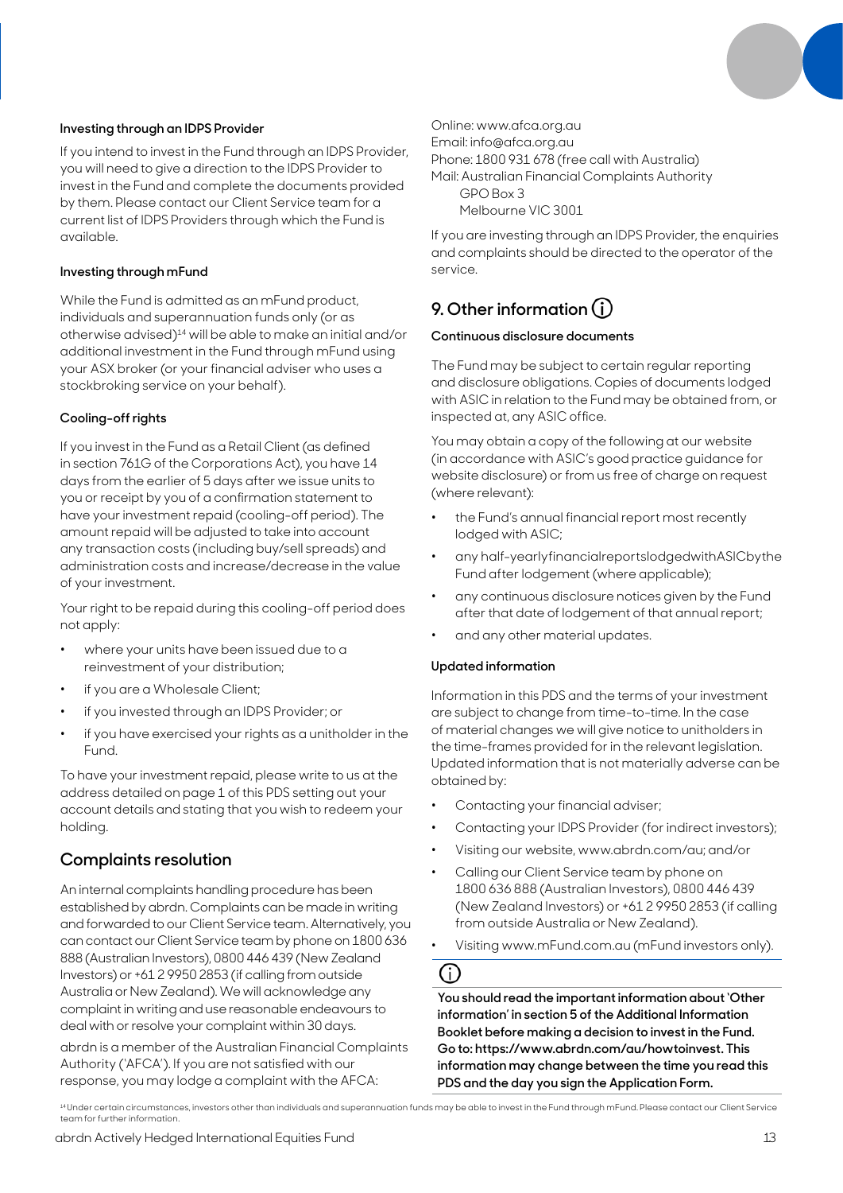#### Investing through an IDPS Provider

If you intend to invest in the Fund through an IDPS Provider, you will need to give a direction to the IDPS Provider to invest in the Fund and complete the documents provided by them. Please contact our Client Service team for a current list of IDPS Providers through which the Fund is available.

#### Investing through mFund

While the Fund is admitted as an mFund product, individuals and superannuation funds only (or as otherwise advised)[14] will be able to make an initial and/or additional investment in the Fund through mFund using your ASX broker (or your financial adviser who uses a stockbroking service on your behalf).

#### Cooling-off rights

If you invest in the Fund as a Retail Client (as defined in section 761G of the Corporations Act), you have 14 days from the earlier of 5 days after we issue units to you or receipt by you of a confirmation statement to have your investment repaid (cooling-off period). The amount repaid will be adjusted to take into account any transaction costs (including buy/sell spreads) and administration costs and increase/decrease in the value of your investment.

Your right to be repaid during this cooling-off period does not apply:

- where your units have been issued due to a reinvestment of your distribution;
- if you are a Wholesale Client;
- if you invested through an IDPS Provider; or
- if you have exercised your rights as a unitholder in the Fund.

To have your investment repaid, please write to us at the address detailed on page 1 of this PDS setting out your account details and stating that you wish to redeem your holding.

### Complaints resolution

An internal complaints handling procedure has been established by abrdn. Complaints can be made in writing and forwarded to our Client Service team. Alternatively, you can contact our Client Service team by phone on 1800 636 888 (Australian Investors), 0800 446 439 (New Zealand Investors) or +61 2 9950 2853 (if calling from outside Australia or New Zealand). We will acknowledge any complaint in writing and use reasonable endeavours to deal with or resolve your complaint within 30 days.

abrdn is a member of the Australian Financial Complaints Authority ('AFCA'). If you are not satisfied with our response, you may lodge a complaint with the AFCA:

Online: www.afca.org.au
Email: info@afca.org.au
Phone: 1800 931 678 (free call with Australia)
Mail: Australian Financial Complaints Authority
GPO Box 3
Melbourne VIC 3001

If you are investing through an IDPS Provider, the enquiries and complaints should be directed to the operator of the service.

## 9. Other information

#### Continuous disclosure documents

The Fund may be subject to certain regular reporting and disclosure obligations. Copies of documents lodged with ASIC in relation to the Fund may be obtained from, or inspected at, any ASIC office.

You may obtain a copy of the following at our website (in accordance with ASIC's good practice guidance for website disclosure) or from us free of charge on request (where relevant):

- the Fund's annual financial report most recently lodged with ASIC;
- any half-yearly financial reports lodged with ASIC by the Fund after lodgement (where applicable);
- any continuous disclosure notices given by the Fund after that date of lodgement of that annual report;
- and any other material updates.

#### Updated information

Information in this PDS and the terms of your investment are subject to change from time-to-time. In the case of material changes we will give notice to unitholders in the time-frames provided for in the relevant legislation. Updated information that is not materially adverse can be obtained by:

- Contacting your financial adviser;
- Contacting your IDPS Provider (for indirect investors);
- Visiting our website, www.abrdn.com/au; and/or
- Calling our Client Service team by phone on 1800 636 888 (Australian Investors), 0800 446 439 (New Zealand Investors) or +61 2 9950 2853 (if calling from outside Australia or New Zealand).
- Visiting www.mFund.com.au (mFund investors only).

**You should read the important information about 'Other information' in section 5 of the Additional Information Booklet before making a decision to invest in the Fund. Go to: https://www.abrdn.com/au/howtoinvest. This information may change between the time you read this PDS and the day you sign the Application Form.**

[14] Under certain circumstances, investors other than individuals and superannuation funds may be able to invest in the Fund through mFund. Please contact our Client Service team for further information.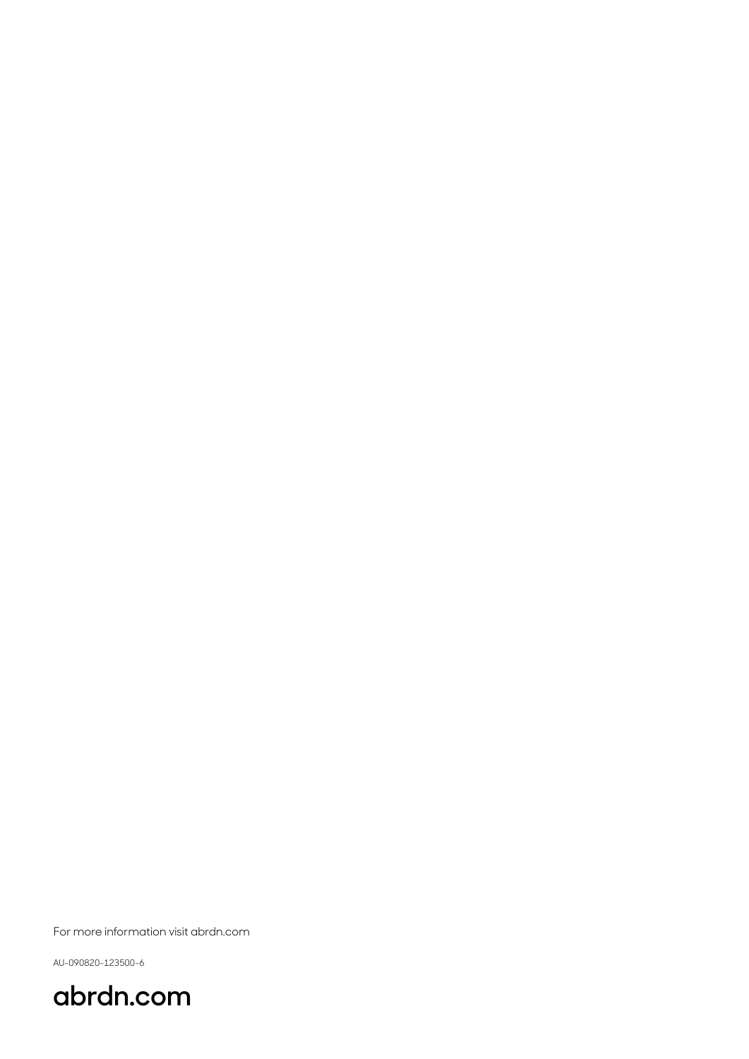For more information visit abrdn.com

AU-090820-123500-6

abrdn.com